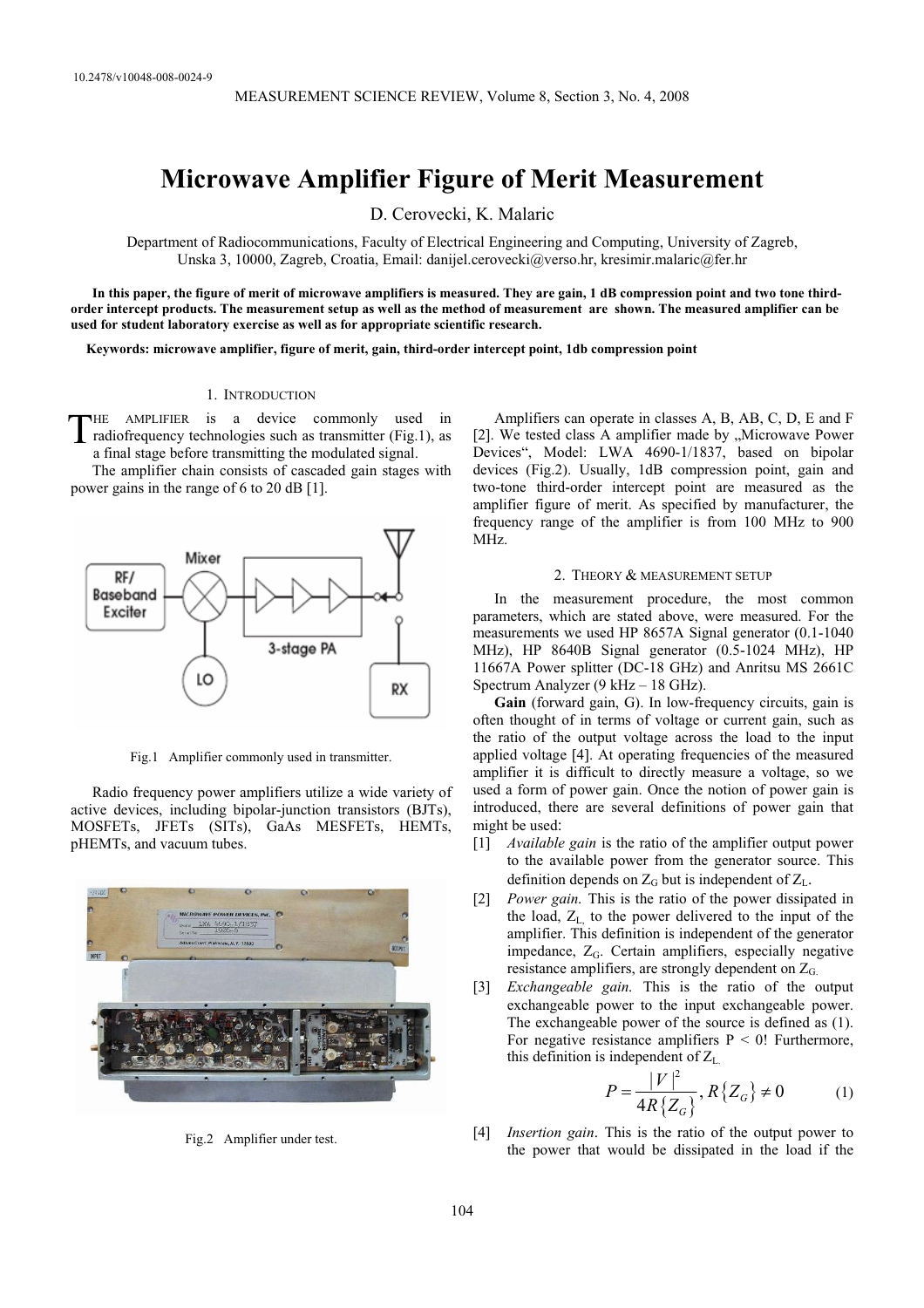10.2478/v10048-008-0024-9

# Microwave Amplifier Figure of Merit Measurement

D. Cerovecki, K. Malaric

Department of Radiocommunications, Faculty of Electrical Engineering and Computing, University of Zagreb, Unska 3, 10000, Zagreb, Croatia, Email: danijel.cerovecki@verso.hr, kresimir.malaric@fer.hr

**In this paper, the figure of merit of microwave amplifiers is measured. They are gain, 1 dB compression point and two tone third-order intercept products. The measurement setup as well as the method of measurement are shown. The measured amplifier can be used for student laboratory exercise as well as for appropriate scientific research.**

**Keywords: microwave amplifier, figure of merit, gain, third-order intercept point, 1db compression point**

## 1. Introduction

The amplifier is a device commonly used in radiofrequency technologies such as transmitter (Fig.1), as a final stage before transmitting the modulated signal.

The amplifier chain consists of cascaded gain stages with power gains in the range of 6 to 20 dB [1].

Fig.1 Amplifier commonly used in transmitter.

Radio frequency power amplifiers utilize a wide variety of active devices, including bipolar-junction transistors (BJTs), MOSFETs, JFETs (SITs), GaAs MESFETs, HEMTs, pHEMTs, and vacuum tubes.

Fig.2 Amplifier under test.

Amplifiers can operate in classes A, B, AB, C, D, E and F [2]. We tested class A amplifier made by „Microwave Power Devices", Model: LWA 4690-1/1837, based on bipolar devices (Fig.2). Usually, 1dB compression point, gain and two-tone third-order intercept point are measured as the amplifier figure of merit. As specified by manufacturer, the frequency range of the amplifier is from 100 MHz to 900 MHz.

## 2. Theory & measurement setup

In the measurement procedure, the most common parameters, which are stated above, were measured. For the measurements we used HP 8657A Signal generator (0.1-1040 MHz), HP 8640B Signal generator (0.5-1024 MHz), HP 11667A Power splitter (DC-18 GHz) and Anritsu MS 2661C Spectrum Analyzer (9 kHz – 18 GHz).

**Gain** (forward gain, G). In low-frequency circuits, gain is often thought of in terms of voltage or current gain, such as the ratio of the output voltage across the load to the input applied voltage [4]. At operating frequencies of the measured amplifier it is difficult to directly measure a voltage, so we used a form of power gain. Once the notion of power gain is introduced, there are several definitions of power gain that might be used:

[1] *Available gain* is the ratio of the amplifier output power to the available power from the generator source. This definition depends on $Z_G$ but is independent of $Z_L$.

[2] *Power gain.* This is the ratio of the power dissipated in the load, $Z_L$, to the power delivered to the input of the amplifier. This definition is independent of the generator impedance, $Z_G$. Certain amplifiers, especially negative resistance amplifiers, are strongly dependent on $Z_G$.

[3] *Exchangeable gain.* This is the ratio of the output exchangeable power to the input exchangeable power. The exchangeable power of the source is defined as (1). For negative resistance amplifiers P < 0! Furthermore, this definition is independent of $Z_L$.

$$P = \frac{|V|^2}{4R\{Z_G\}}, R\{Z_G\} \neq 0 \tag{1}$$

[4] *Insertion gain*. This is the ratio of the output power to the power that would be dissipated in the load if the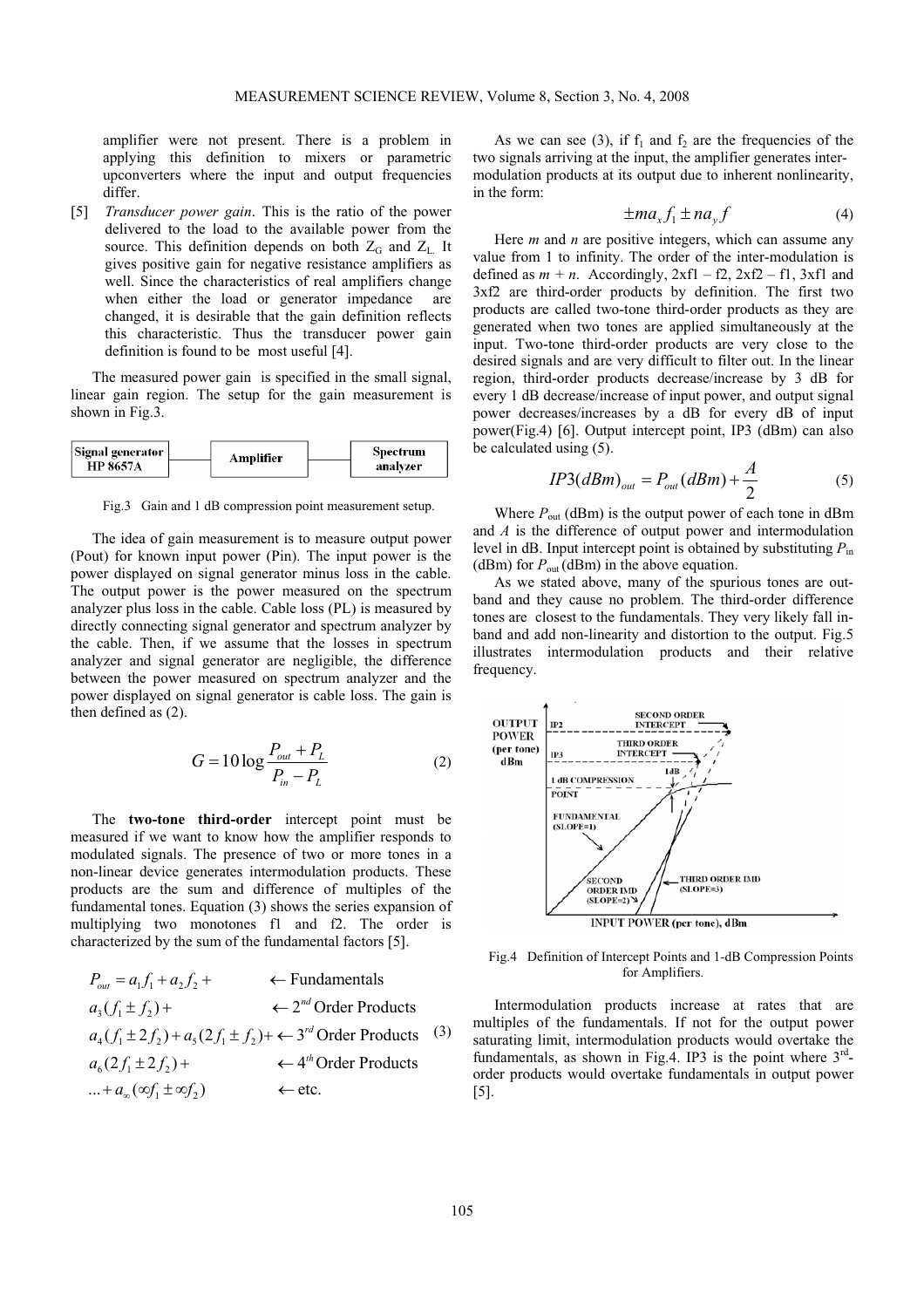amplifier were not present. There is a problem in applying this definition to mixers or parametric upconverters where the input and output frequencies differ.

[5] *Transducer power gain*. This is the ratio of the power delivered to the load to the available power from the source. This definition depends on both $Z_G$ and $Z_L$. It gives positive gain for negative resistance amplifiers as well. Since the characteristics of real amplifiers change when either the load or generator impedance are changed, it is desirable that the gain definition reflects this characteristic. Thus the transducer power gain definition is found to be most useful [4].

The measured power gain is specified in the small signal, linear gain region. The setup for the gain measurement is shown in Fig.3.

| Signal generator HP 8657A | — | Amplifier | — | Spectrum analyzer |
|---|---|---|---|---|

Fig.3 Gain and 1 dB compression point measurement setup.

The idea of gain measurement is to measure output power (Pout) for known input power (Pin). The input power is the power displayed on signal generator minus loss in the cable. The output power is the power measured on the spectrum analyzer plus loss in the cable. Cable loss (PL) is measured by directly connecting signal generator and spectrum analyzer by the cable. Then, if we assume that the losses in spectrum analyzer and signal generator are negligible, the difference between the power measured on spectrum analyzer and the power displayed on signal generator is cable loss. The gain is then defined as (2).

$$G = 10\log\frac{P_{out} + P_L}{P_{in} - P_L} \tag{2}$$

The **two-tone third-order** intercept point must be measured if we want to know how the amplifier responds to modulated signals. The presence of two or more tones in a non-linear device generates intermodulation products. These products are the sum and difference of multiples of the fundamental tones. Equation (3) shows the series expansion of multiplying two monotones f1 and f2. The order is characterized by the sum of the fundamental factors [5].

$$\begin{aligned}
P_{out} &= a_1 f_1 + a_2 f_2 + && \leftarrow \text{Fundamentals} \\
&a_3(f_1 \pm f_2) + && \leftarrow 2^{nd}\,\text{Order Products} \\
&a_4(f_1 \pm 2f_2) + a_5(2f_1 \pm f_2) + && \leftarrow 3^{rd}\,\text{Order Products} \\
&a_6(2f_1 \pm 2f_2) + && \leftarrow 4^{th}\,\text{Order Products} \\
&\ldots + a_\infty(\infty f_1 \pm \infty f_2) && \leftarrow \text{etc.}
\end{aligned} \tag{3}$$

As we can see (3), if $f_1$ and $f_2$ are the frequencies of the two signals arriving at the input, the amplifier generates inter-modulation products at its output due to inherent nonlinearity, in the form:

$$\pm m a_x f_1 \pm n a_y f \tag{4}$$

Here *m* and *n* are positive integers, which can assume any value from 1 to infinity. The order of the inter-modulation is defined as *m* + *n*. Accordingly, 2xf1 – f2, 2xf2 – f1, 3xf1 and 3xf2 are third-order products by definition. The first two products are called two-tone third-order products as they are generated when two tones are applied simultaneously at the input. Two-tone third-order products are very close to the desired signals and are very difficult to filter out. In the linear region, third-order products decrease/increase by 3 dB for every 1 dB decrease/increase of input power, and output signal power decreases/increases by a dB for every dB of input power(Fig.4) [6]. Output intercept point, IP3 (dBm) can also be calculated using (5).

$$IP3(dBm)_{out} = P_{out}(dBm) + \frac{A}{2} \tag{5}$$

Where $P_{out}$ (dBm) is the output power of each tone in dBm and *A* is the difference of output power and intermodulation level in dB. Input intercept point is obtained by substituting $P_{in}$ (dBm) for $P_{out}$ (dBm) in the above equation.

As we stated above, many of the spurious tones are out-band and they cause no problem. The third-order difference tones are closest to the fundamentals. They very likely fall in-band and add non-linearity and distortion to the output. Fig.5 illustrates intermodulation products and their relative frequency.

Fig.4 Definition of Intercept Points and 1-dB Compression Points for Amplifiers.

Intermodulation products increase at rates that are multiples of the fundamentals. If not for the output power saturating limit, intermodulation products would overtake the fundamentals, as shown in Fig.4. IP3 is the point where 3[rd]-order products would overtake fundamentals in output power [5].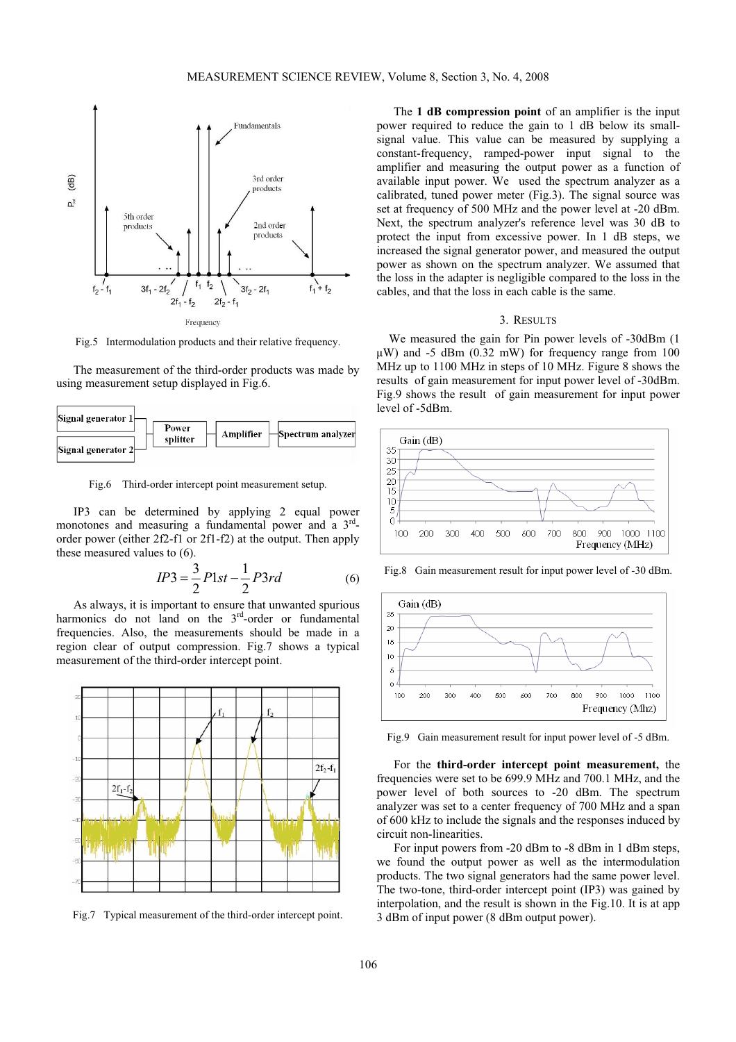Fig.5 Intermodulation products and their relative frequency.

The measurement of the third-order products was made by using measurement setup displayed in Fig.6.

Fig.6 Third-order intercept point measurement setup.

IP3 can be determined by applying 2 equal power monotones and measuring a fundamental power and a 3[rd]-order power (either 2f2-f1 or 2f1-f2) at the output. Then apply these measured values to (6).

$$IP3 = \frac{3}{2}P1st - \frac{1}{2}P3rd \tag{6}$$

As always, it is important to ensure that unwanted spurious harmonics do not land on the 3[rd]-order or fundamental frequencies. Also, the measurements should be made in a region clear of output compression. Fig.7 shows a typical measurement of the third-order intercept point.

Fig.7 Typical measurement of the third-order intercept point.

The **1 dB compression point** of an amplifier is the input power required to reduce the gain to 1 dB below its small-signal value. This value can be measured by supplying a constant-frequency, ramped-power input signal to the amplifier and measuring the output power as a function of available input power. We used the spectrum analyzer as a calibrated, tuned power meter (Fig.3). The signal source was set at frequency of 500 MHz and the power level at -20 dBm. Next, the spectrum analyzer's reference level was 30 dB to protect the input from excessive power. In 1 dB steps, we increased the signal generator power, and measured the output power as shown on the spectrum analyzer. We assumed that the loss in the adapter is negligible compared to the loss in the cables, and that the loss in each cable is the same.

## 3. Results

We measured the gain for Pin power levels of -30dBm (1 μW) and -5 dBm (0.32 mW) for frequency range from 100 MHz up to 1100 MHz in steps of 10 MHz. Figure 8 shows the results of gain measurement for input power level of -30dBm. Fig.9 shows the result of gain measurement for input power level of -5dBm.

Fig.8 Gain measurement result for input power level of -30 dBm.

Fig.9 Gain measurement result for input power level of -5 dBm.

For the **third-order intercept point measurement,** the frequencies were set to be 699.9 MHz and 700.1 MHz, and the power level of both sources to -20 dBm. The spectrum analyzer was set to a center frequency of 700 MHz and a span of 600 kHz to include the signals and the responses induced by circuit non-linearities.

For input powers from -20 dBm to -8 dBm in 1 dBm steps, we found the output power as well as the intermodulation products. The two signal generators had the same power level. The two-tone, third-order intercept point (IP3) was gained by interpolation, and the result is shown in the Fig.10. It is at app 3 dBm of input power (8 dBm output power).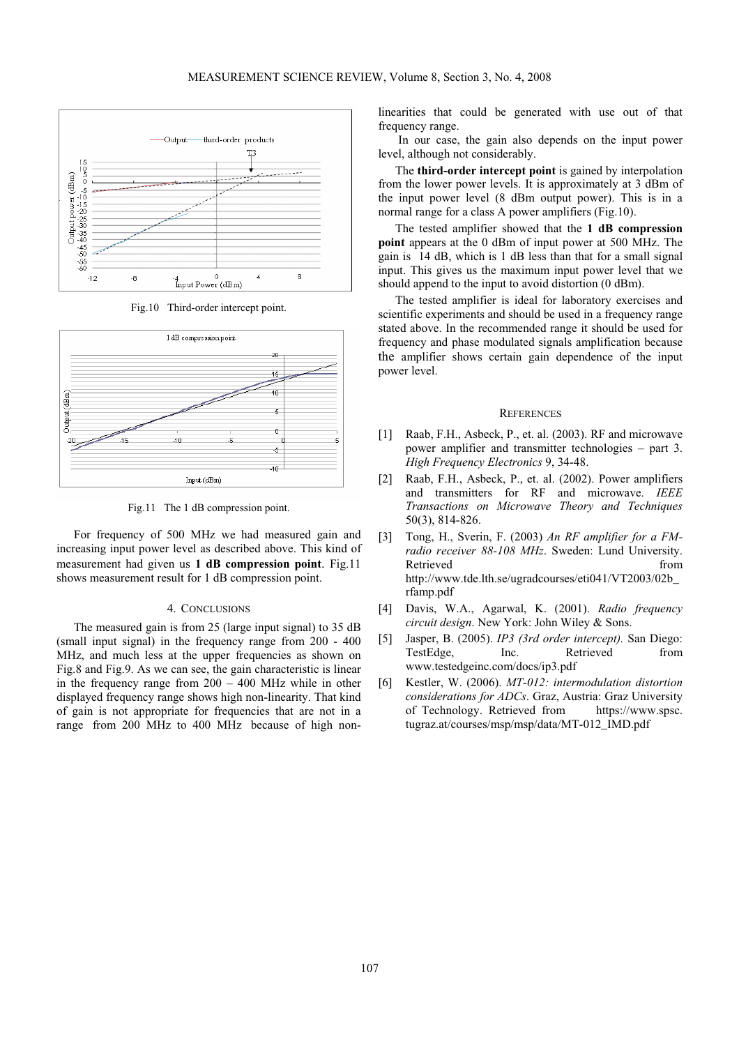Output third-order products

T3

15
10
5
0
-5
-10
-15
-20
-25
-30
-35
-40
-45
-50
-55
-60

Output power (dBm)

-12 -8 -4 0 4 8

Input Power (dBm)

Fig.10 Third-order intercept point.

1 dB compression point

20
15
10
5
0
-5
-10

Output (dBm)

-20 -15 -10 -5 0 5

Input (dBm)

Fig.11 The 1 dB compression point.

For frequency of 500 MHz we had measured gain and increasing input power level as described above. This kind of measurement had given us **1 dB compression point**. Fig.11 shows measurement result for 1 dB compression point.

## 4. Conclusions

The measured gain is from 25 (large input signal) to 35 dB (small input signal) in the frequency range from 200 - 400 MHz, and much less at the upper frequencies as shown on Fig.8 and Fig.9. As we can see, the gain characteristic is linear in the frequency range from 200 – 400 MHz while in other displayed frequency range shows high non-linearity. That kind of gain is not appropriate for frequencies that are not in a range from 200 MHz to 400 MHz because of high non-linearities that could be generated with use out of that frequency range.

In our case, the gain also depends on the input power level, although not considerably.

The **third-order intercept point** is gained by interpolation from the lower power levels. It is approximately at 3 dBm of the input power level (8 dBm output power). This is in a normal range for a class A power amplifiers (Fig.10).

The tested amplifier showed that the **1 dB compression point** appears at the 0 dBm of input power at 500 MHz. The gain is 14 dB, which is 1 dB less than that for a small signal input. This gives us the maximum input power level that we should append to the input to avoid distortion (0 dBm).

The tested amplifier is ideal for laboratory exercises and scientific experiments and should be used in a frequency range stated above. In the recommended range it should be used for frequency and phase modulated signals amplification because the amplifier shows certain gain dependence of the input power level.

## References

[1] Raab, F.H., Asbeck, P., et. al. (2003). RF and microwave power amplifier and transmitter technologies – part 3. *High Frequency Electronics* 9, 34-48.

[2] Raab, F.H., Asbeck, P., et. al. (2002). Power amplifiers and transmitters for RF and microwave. *IEEE Transactions on Microwave Theory and Techniques* 50(3), 814-826.

[3] Tong, H., Sverin, F. (2003) *An RF amplifier for a FM-radio receiver 88-108 MHz*. Sweden: Lund University. Retrieved from http://www.tde.lth.se/ugradcourses/eti041/VT2003/02b_rfamp.pdf

[4] Davis, W.A., Agarwal, K. (2001). *Radio frequency circuit design*. New York: John Wiley & Sons.

[5] Jasper, B. (2005). *IP3 (3rd order intercept).* San Diego: TestEdge, Inc. Retrieved from www.testedgeinc.com/docs/ip3.pdf

[6] Kestler, W. (2006). *MT-012: intermodulation distortion considerations for ADCs*. Graz, Austria: Graz University of Technology. Retrieved from https://www.spsc.tugraz.at/courses/msp/msp/data/MT-012_IMD.pdf